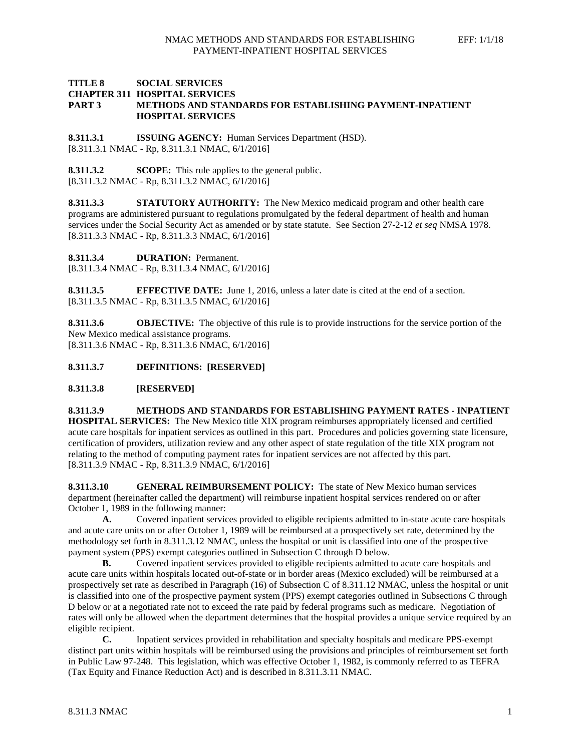**TITLE 8 SOCIAL SERVICES**
**CHAPTER 311 HOSPITAL SERVICES**
**PART 3 METHODS AND STANDARDS FOR ESTABLISHING PAYMENT-INPATIENT HOSPITAL SERVICES**

**8.311.3.1 ISSUING AGENCY:** Human Services Department (HSD).
[8.311.3.1 NMAC - Rp, 8.311.3.1 NMAC, 6/1/2016]

**8.311.3.2 SCOPE:** This rule applies to the general public.
[8.311.3.2 NMAC - Rp, 8.311.3.2 NMAC, 6/1/2016]

**8.311.3.3 STATUTORY AUTHORITY:** The New Mexico medicaid program and other health care programs are administered pursuant to regulations promulgated by the federal department of health and human services under the Social Security Act as amended or by state statute. See Section 27-2-12 *et seq* NMSA 1978.
[8.311.3.3 NMAC - Rp, 8.311.3.3 NMAC, 6/1/2016]

**8.311.3.4 DURATION:** Permanent.
[8.311.3.4 NMAC - Rp, 8.311.3.4 NMAC, 6/1/2016]

**8.311.3.5 EFFECTIVE DATE:** June 1, 2016, unless a later date is cited at the end of a section.
[8.311.3.5 NMAC - Rp, 8.311.3.5 NMAC, 6/1/2016]

**8.311.3.6 OBJECTIVE:** The objective of this rule is to provide instructions for the service portion of the New Mexico medical assistance programs.
[8.311.3.6 NMAC - Rp, 8.311.3.6 NMAC, 6/1/2016]

**8.311.3.7 DEFINITIONS: [RESERVED]**

**8.311.3.8 [RESERVED]**

**8.311.3.9 METHODS AND STANDARDS FOR ESTABLISHING PAYMENT RATES - INPATIENT HOSPITAL SERVICES:** The New Mexico title XIX program reimburses appropriately licensed and certified acute care hospitals for inpatient services as outlined in this part. Procedures and policies governing state licensure, certification of providers, utilization review and any other aspect of state regulation of the title XIX program not relating to the method of computing payment rates for inpatient services are not affected by this part.
[8.311.3.9 NMAC - Rp, 8.311.3.9 NMAC, 6/1/2016]

**8.311.3.10 GENERAL REIMBURSEMENT POLICY:** The state of New Mexico human services department (hereinafter called the department) will reimburse inpatient hospital services rendered on or after October 1, 1989 in the following manner:

**A.** Covered inpatient services provided to eligible recipients admitted to in-state acute care hospitals and acute care units on or after October 1, 1989 will be reimbursed at a prospectively set rate, determined by the methodology set forth in 8.311.3.12 NMAC, unless the hospital or unit is classified into one of the prospective payment system (PPS) exempt categories outlined in Subsection C through D below.

**B.** Covered inpatient services provided to eligible recipients admitted to acute care hospitals and acute care units within hospitals located out-of-state or in border areas (Mexico excluded) will be reimbursed at a prospectively set rate as described in Paragraph (16) of Subsection C of 8.311.12 NMAC, unless the hospital or unit is classified into one of the prospective payment system (PPS) exempt categories outlined in Subsections C through D below or at a negotiated rate not to exceed the rate paid by federal programs such as medicare. Negotiation of rates will only be allowed when the department determines that the hospital provides a unique service required by an eligible recipient.

**C.** Inpatient services provided in rehabilitation and specialty hospitals and medicare PPS-exempt distinct part units within hospitals will be reimbursed using the provisions and principles of reimbursement set forth in Public Law 97-248. This legislation, which was effective October 1, 1982, is commonly referred to as TEFRA (Tax Equity and Finance Reduction Act) and is described in 8.311.3.11 NMAC.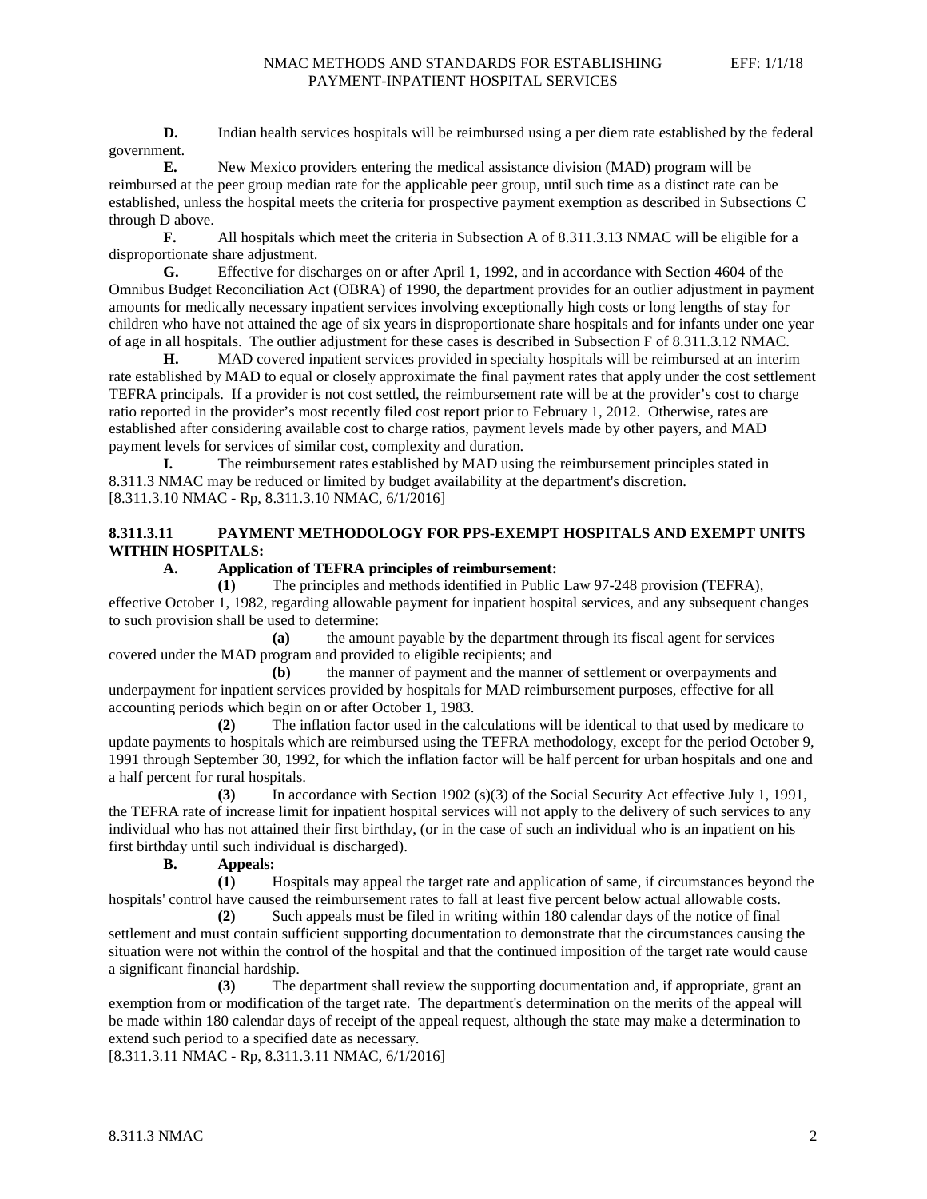**D.** Indian health services hospitals will be reimbursed using a per diem rate established by the federal government.

**E.** New Mexico providers entering the medical assistance division (MAD) program will be reimbursed at the peer group median rate for the applicable peer group, until such time as a distinct rate can be established, unless the hospital meets the criteria for prospective payment exemption as described in Subsections C through D above.

**F.** All hospitals which meet the criteria in Subsection A of 8.311.3.13 NMAC will be eligible for a disproportionate share adjustment.

**G.** Effective for discharges on or after April 1, 1992, and in accordance with Section 4604 of the Omnibus Budget Reconciliation Act (OBRA) of 1990, the department provides for an outlier adjustment in payment amounts for medically necessary inpatient services involving exceptionally high costs or long lengths of stay for children who have not attained the age of six years in disproportionate share hospitals and for infants under one year of age in all hospitals. The outlier adjustment for these cases is described in Subsection F of 8.311.3.12 NMAC.

**H.** MAD covered inpatient services provided in specialty hospitals will be reimbursed at an interim rate established by MAD to equal or closely approximate the final payment rates that apply under the cost settlement TEFRA principals. If a provider is not cost settled, the reimbursement rate will be at the provider's cost to charge ratio reported in the provider's most recently filed cost report prior to February 1, 2012. Otherwise, rates are established after considering available cost to charge ratios, payment levels made by other payers, and MAD payment levels for services of similar cost, complexity and duration.

**I.** The reimbursement rates established by MAD using the reimbursement principles stated in 8.311.3 NMAC may be reduced or limited by budget availability at the department's discretion.

[8.311.3.10 NMAC - Rp, 8.311.3.10 NMAC, 6/1/2016]

**8.311.3.11 PAYMENT METHODOLOGY FOR PPS-EXEMPT HOSPITALS AND EXEMPT UNITS WITHIN HOSPITALS:**

**A. Application of TEFRA principles of reimbursement:**

**(1)** The principles and methods identified in Public Law 97-248 provision (TEFRA), effective October 1, 1982, regarding allowable payment for inpatient hospital services, and any subsequent changes to such provision shall be used to determine:

**(a)** the amount payable by the department through its fiscal agent for services covered under the MAD program and provided to eligible recipients; and

**(b)** the manner of payment and the manner of settlement or overpayments and underpayment for inpatient services provided by hospitals for MAD reimbursement purposes, effective for all accounting periods which begin on or after October 1, 1983.

**(2)** The inflation factor used in the calculations will be identical to that used by medicare to update payments to hospitals which are reimbursed using the TEFRA methodology, except for the period October 9, 1991 through September 30, 1992, for which the inflation factor will be half percent for urban hospitals and one and a half percent for rural hospitals.

**(3)** In accordance with Section 1902 (s)(3) of the Social Security Act effective July 1, 1991, the TEFRA rate of increase limit for inpatient hospital services will not apply to the delivery of such services to any individual who has not attained their first birthday, (or in the case of such an individual who is an inpatient on his first birthday until such individual is discharged).

**B. Appeals:**

**(1)** Hospitals may appeal the target rate and application of same, if circumstances beyond the hospitals' control have caused the reimbursement rates to fall at least five percent below actual allowable costs.

**(2)** Such appeals must be filed in writing within 180 calendar days of the notice of final settlement and must contain sufficient supporting documentation to demonstrate that the circumstances causing the situation were not within the control of the hospital and that the continued imposition of the target rate would cause a significant financial hardship.

**(3)** The department shall review the supporting documentation and, if appropriate, grant an exemption from or modification of the target rate. The department's determination on the merits of the appeal will be made within 180 calendar days of receipt of the appeal request, although the state may make a determination to extend such period to a specified date as necessary.

[8.311.3.11 NMAC - Rp, 8.311.3.11 NMAC, 6/1/2016]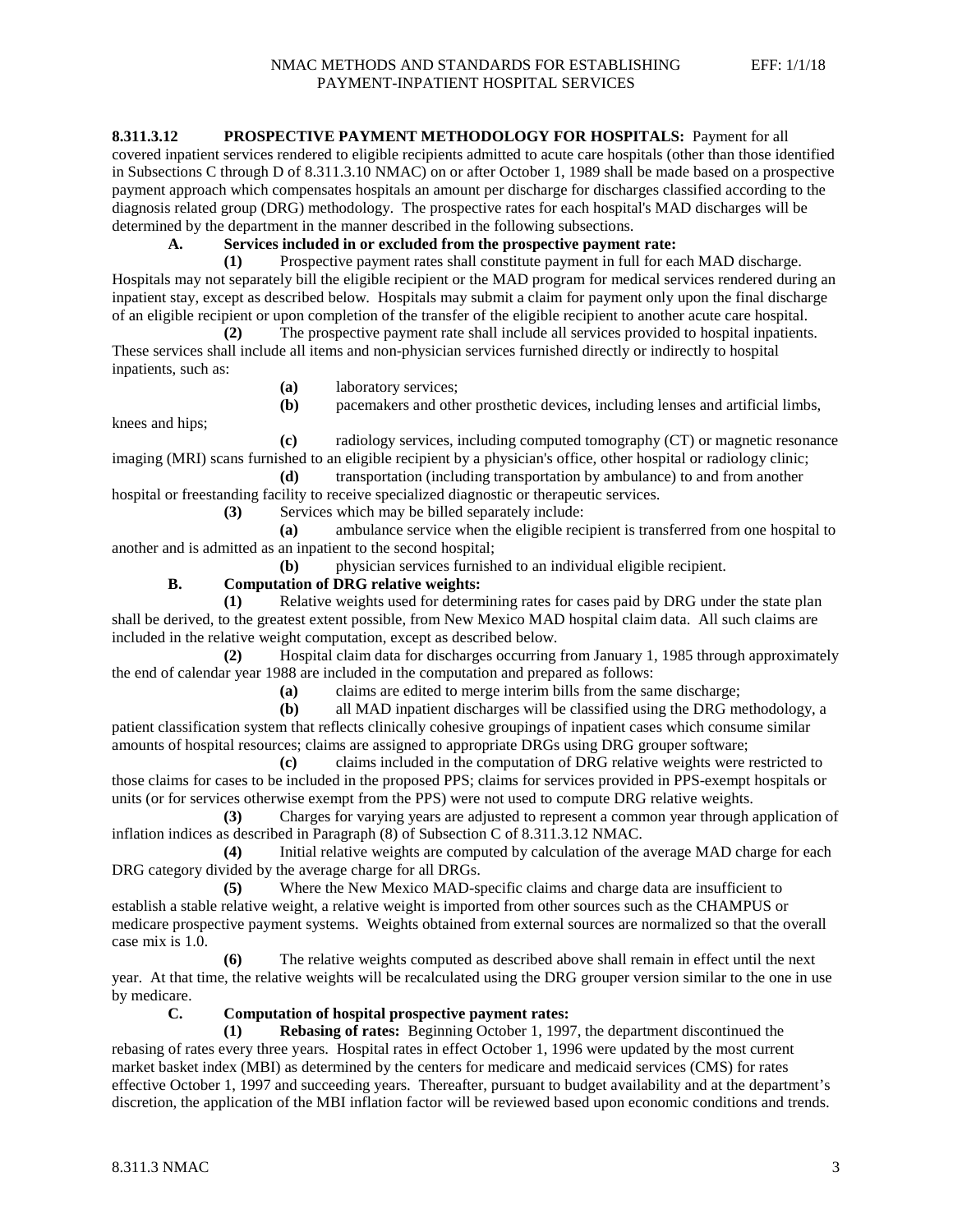**8.311.3.12 PROSPECTIVE PAYMENT METHODOLOGY FOR HOSPITALS:** Payment for all covered inpatient services rendered to eligible recipients admitted to acute care hospitals (other than those identified in Subsections C through D of 8.311.3.10 NMAC) on or after October 1, 1989 shall be made based on a prospective payment approach which compensates hospitals an amount per discharge for discharges classified according to the diagnosis related group (DRG) methodology. The prospective rates for each hospital's MAD discharges will be determined by the department in the manner described in the following subsections.

**A. Services included in or excluded from the prospective payment rate:**

**(1)** Prospective payment rates shall constitute payment in full for each MAD discharge. Hospitals may not separately bill the eligible recipient or the MAD program for medical services rendered during an inpatient stay, except as described below. Hospitals may submit a claim for payment only upon the final discharge of an eligible recipient or upon completion of the transfer of the eligible recipient to another acute care hospital.

**(2)** The prospective payment rate shall include all services provided to hospital inpatients. These services shall include all items and non-physician services furnished directly or indirectly to hospital inpatients, such as:

**(a)** laboratory services;

**(b)** pacemakers and other prosthetic devices, including lenses and artificial limbs, knees and hips;

**(c)** radiology services, including computed tomography (CT) or magnetic resonance imaging (MRI) scans furnished to an eligible recipient by a physician's office, other hospital or radiology clinic;

**(d)** transportation (including transportation by ambulance) to and from another hospital or freestanding facility to receive specialized diagnostic or therapeutic services.

**(3)** Services which may be billed separately include:

**(a)** ambulance service when the eligible recipient is transferred from one hospital to another and is admitted as an inpatient to the second hospital;

**(b)** physician services furnished to an individual eligible recipient.

**B. Computation of DRG relative weights:**

**(1)** Relative weights used for determining rates for cases paid by DRG under the state plan shall be derived, to the greatest extent possible, from New Mexico MAD hospital claim data. All such claims are included in the relative weight computation, except as described below.

**(2)** Hospital claim data for discharges occurring from January 1, 1985 through approximately the end of calendar year 1988 are included in the computation and prepared as follows:

**(a)** claims are edited to merge interim bills from the same discharge;

**(b)** all MAD inpatient discharges will be classified using the DRG methodology, a patient classification system that reflects clinically cohesive groupings of inpatient cases which consume similar amounts of hospital resources; claims are assigned to appropriate DRGs using DRG grouper software;

**(c)** claims included in the computation of DRG relative weights were restricted to those claims for cases to be included in the proposed PPS; claims for services provided in PPS-exempt hospitals or units (or for services otherwise exempt from the PPS) were not used to compute DRG relative weights.

**(3)** Charges for varying years are adjusted to represent a common year through application of inflation indices as described in Paragraph (8) of Subsection C of 8.311.3.12 NMAC.

**(4)** Initial relative weights are computed by calculation of the average MAD charge for each DRG category divided by the average charge for all DRGs.

**(5)** Where the New Mexico MAD-specific claims and charge data are insufficient to establish a stable relative weight, a relative weight is imported from other sources such as the CHAMPUS or medicare prospective payment systems. Weights obtained from external sources are normalized so that the overall case mix is 1.0.

**(6)** The relative weights computed as described above shall remain in effect until the next year. At that time, the relative weights will be recalculated using the DRG grouper version similar to the one in use by medicare.

**C. Computation of hospital prospective payment rates:**

**(1) Rebasing of rates:** Beginning October 1, 1997, the department discontinued the rebasing of rates every three years. Hospital rates in effect October 1, 1996 were updated by the most current market basket index (MBI) as determined by the centers for medicare and medicaid services (CMS) for rates effective October 1, 1997 and succeeding years. Thereafter, pursuant to budget availability and at the department's discretion, the application of the MBI inflation factor will be reviewed based upon economic conditions and trends.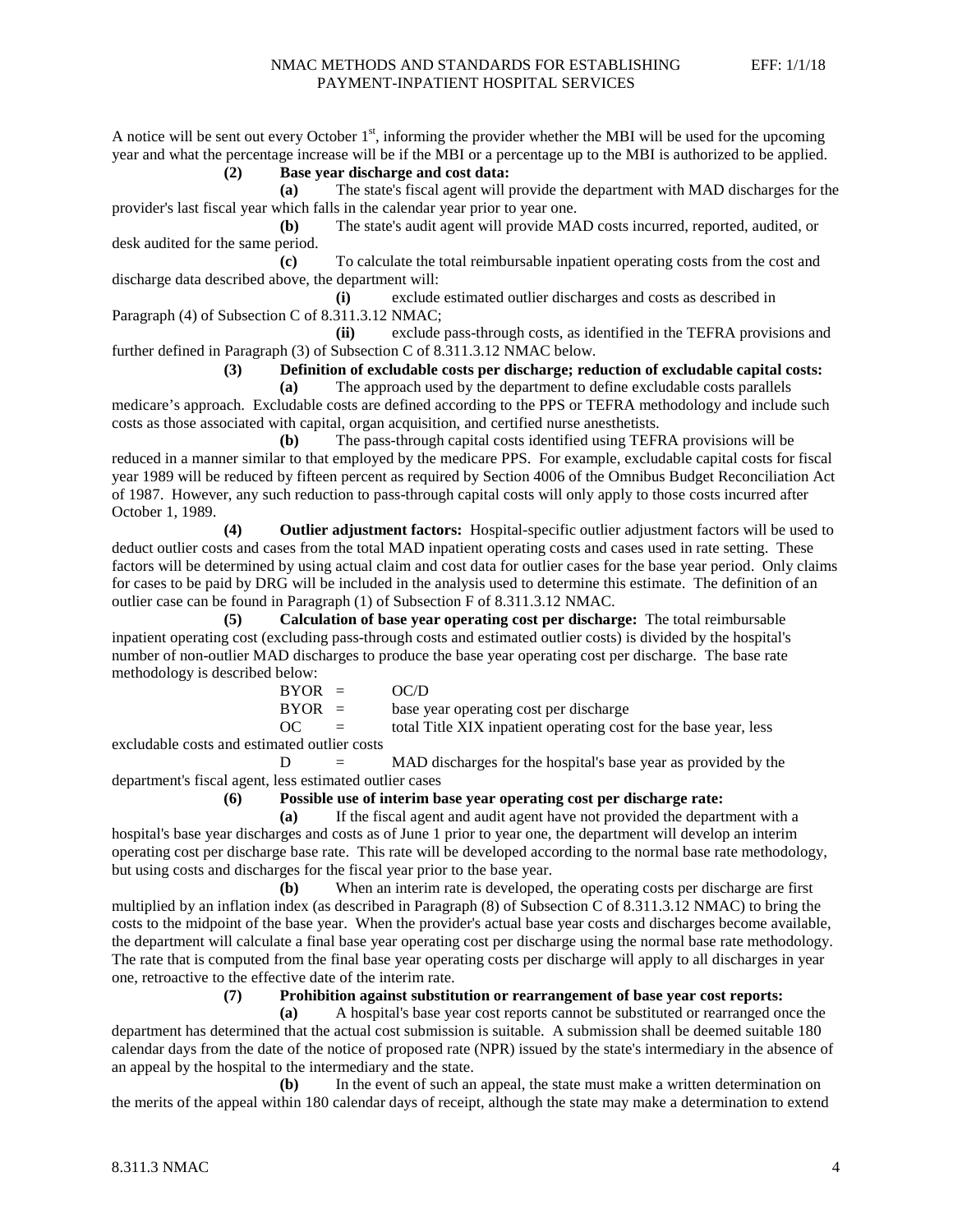A notice will be sent out every October 1st, informing the provider whether the MBI will be used for the upcoming year and what the percentage increase will be if the MBI or a percentage up to the MBI is authorized to be applied.

**(2) Base year discharge and cost data:**

**(a)** The state's fiscal agent will provide the department with MAD discharges for the provider's last fiscal year which falls in the calendar year prior to year one.

**(b)** The state's audit agent will provide MAD costs incurred, reported, audited, or desk audited for the same period.

**(c)** To calculate the total reimbursable inpatient operating costs from the cost and discharge data described above, the department will:

**(i)** exclude estimated outlier discharges and costs as described in Paragraph (4) of Subsection C of 8.311.3.12 NMAC;

**(ii)** exclude pass-through costs, as identified in the TEFRA provisions and further defined in Paragraph (3) of Subsection C of 8.311.3.12 NMAC below.

**(3) Definition of excludable costs per discharge; reduction of excludable capital costs:**

**(a)** The approach used by the department to define excludable costs parallels medicare's approach. Excludable costs are defined according to the PPS or TEFRA methodology and include such costs as those associated with capital, organ acquisition, and certified nurse anesthetists.

**(b)** The pass-through capital costs identified using TEFRA provisions will be reduced in a manner similar to that employed by the medicare PPS. For example, excludable capital costs for fiscal year 1989 will be reduced by fifteen percent as required by Section 4006 of the Omnibus Budget Reconciliation Act of 1987. However, any such reduction to pass-through capital costs will only apply to those costs incurred after October 1, 1989.

**(4) Outlier adjustment factors:** Hospital-specific outlier adjustment factors will be used to deduct outlier costs and cases from the total MAD inpatient operating costs and cases used in rate setting. These factors will be determined by using actual claim and cost data for outlier cases for the base year period. Only claims for cases to be paid by DRG will be included in the analysis used to determine this estimate. The definition of an outlier case can be found in Paragraph (1) of Subsection F of 8.311.3.12 NMAC.

**(5) Calculation of base year operating cost per discharge:** The total reimbursable inpatient operating cost (excluding pass-through costs and estimated outlier costs) is divided by the hospital's number of non-outlier MAD discharges to produce the base year operating cost per discharge. The base rate methodology is described below:

BYOR = OC/D

BYOR = base year operating cost per discharge

OC = total Title XIX inpatient operating cost for the base year, less excludable costs and estimated outlier costs

D = MAD discharges for the hospital's base year as provided by the department's fiscal agent, less estimated outlier cases

**(6) Possible use of interim base year operating cost per discharge rate:**

**(a)** If the fiscal agent and audit agent have not provided the department with a hospital's base year discharges and costs as of June 1 prior to year one, the department will develop an interim operating cost per discharge base rate. This rate will be developed according to the normal base rate methodology, but using costs and discharges for the fiscal year prior to the base year.

**(b)** When an interim rate is developed, the operating costs per discharge are first multiplied by an inflation index (as described in Paragraph (8) of Subsection C of 8.311.3.12 NMAC) to bring the costs to the midpoint of the base year. When the provider's actual base year costs and discharges become available, the department will calculate a final base year operating cost per discharge using the normal base rate methodology. The rate that is computed from the final base year operating costs per discharge will apply to all discharges in year one, retroactive to the effective date of the interim rate.

**(7) Prohibition against substitution or rearrangement of base year cost reports:**

**(a)** A hospital's base year cost reports cannot be substituted or rearranged once the department has determined that the actual cost submission is suitable. A submission shall be deemed suitable 180 calendar days from the date of the notice of proposed rate (NPR) issued by the state's intermediary in the absence of an appeal by the hospital to the intermediary and the state.

**(b)** In the event of such an appeal, the state must make a written determination on the merits of the appeal within 180 calendar days of receipt, although the state may make a determination to extend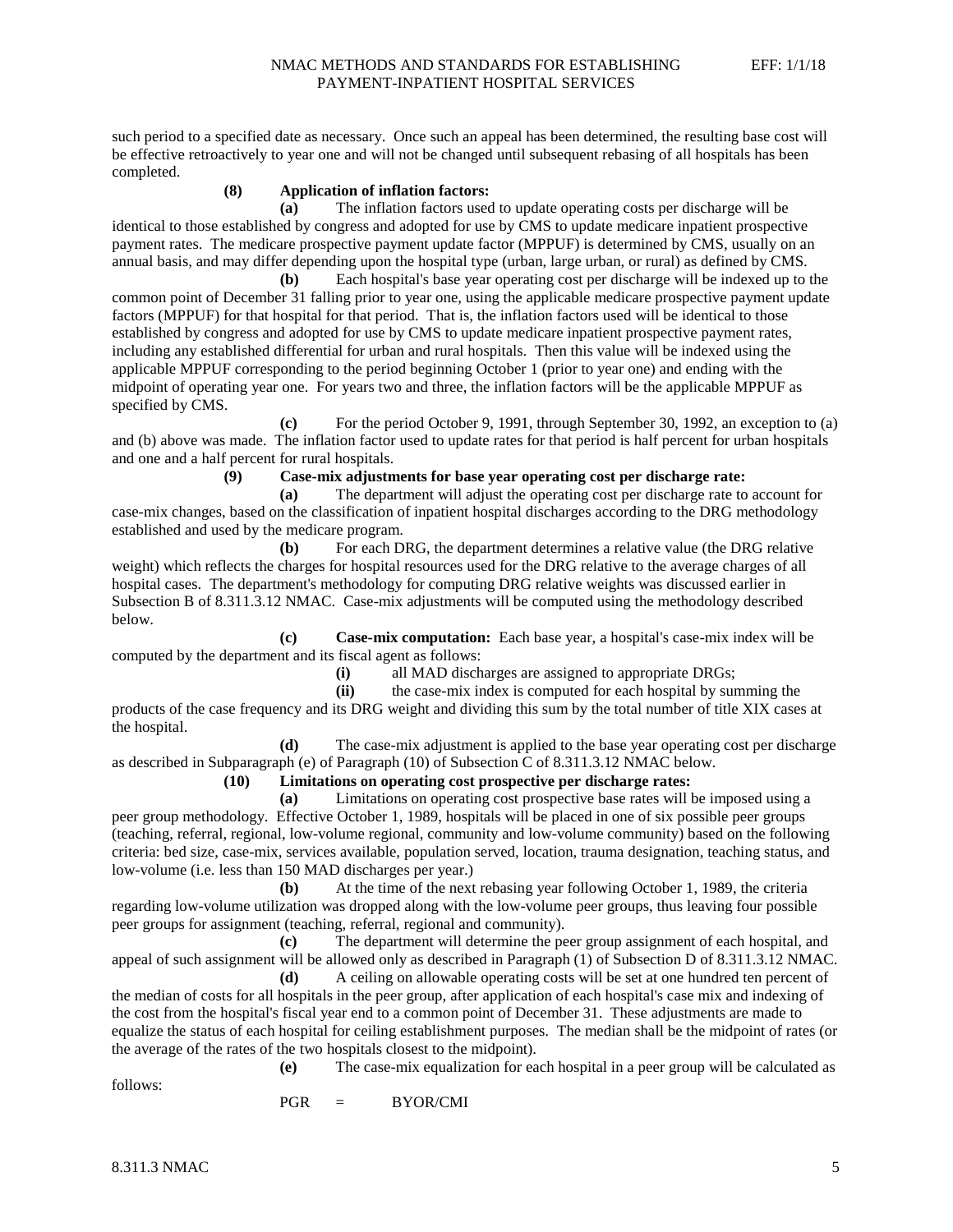such period to a specified date as necessary. Once such an appeal has been determined, the resulting base cost will be effective retroactively to year one and will not be changed until subsequent rebasing of all hospitals has been completed.

**(8) Application of inflation factors:**

**(a)** The inflation factors used to update operating costs per discharge will be identical to those established by congress and adopted for use by CMS to update medicare inpatient prospective payment rates. The medicare prospective payment update factor (MPPUF) is determined by CMS, usually on an annual basis, and may differ depending upon the hospital type (urban, large urban, or rural) as defined by CMS.

**(b)** Each hospital's base year operating cost per discharge will be indexed up to the common point of December 31 falling prior to year one, using the applicable medicare prospective payment update factors (MPPUF) for that hospital for that period. That is, the inflation factors used will be identical to those established by congress and adopted for use by CMS to update medicare inpatient prospective payment rates, including any established differential for urban and rural hospitals. Then this value will be indexed using the applicable MPPUF corresponding to the period beginning October 1 (prior to year one) and ending with the midpoint of operating year one. For years two and three, the inflation factors will be the applicable MPPUF as specified by CMS.

**(c)** For the period October 9, 1991, through September 30, 1992, an exception to (a) and (b) above was made. The inflation factor used to update rates for that period is half percent for urban hospitals and one and a half percent for rural hospitals.

**(9) Case-mix adjustments for base year operating cost per discharge rate:**

**(a)** The department will adjust the operating cost per discharge rate to account for case-mix changes, based on the classification of inpatient hospital discharges according to the DRG methodology established and used by the medicare program.

**(b)** For each DRG, the department determines a relative value (the DRG relative weight) which reflects the charges for hospital resources used for the DRG relative to the average charges of all hospital cases. The department's methodology for computing DRG relative weights was discussed earlier in Subsection B of 8.311.3.12 NMAC. Case-mix adjustments will be computed using the methodology described below.

**(c) Case-mix computation:** Each base year, a hospital's case-mix index will be computed by the department and its fiscal agent as follows:

**(i)** all MAD discharges are assigned to appropriate DRGs;

**(ii)** the case-mix index is computed for each hospital by summing the products of the case frequency and its DRG weight and dividing this sum by the total number of title XIX cases at the hospital.

**(d)** The case-mix adjustment is applied to the base year operating cost per discharge as described in Subparagraph (e) of Paragraph (10) of Subsection C of 8.311.3.12 NMAC below.

**(10) Limitations on operating cost prospective per discharge rates:**

**(a)** Limitations on operating cost prospective base rates will be imposed using a peer group methodology. Effective October 1, 1989, hospitals will be placed in one of six possible peer groups (teaching, referral, regional, low-volume regional, community and low-volume community) based on the following criteria: bed size, case-mix, services available, population served, location, trauma designation, teaching status, and low-volume (i.e. less than 150 MAD discharges per year.)

**(b)** At the time of the next rebasing year following October 1, 1989, the criteria regarding low-volume utilization was dropped along with the low-volume peer groups, thus leaving four possible peer groups for assignment (teaching, referral, regional and community).

**(c)** The department will determine the peer group assignment of each hospital, and appeal of such assignment will be allowed only as described in Paragraph (1) of Subsection D of 8.311.3.12 NMAC.

**(d)** A ceiling on allowable operating costs will be set at one hundred ten percent of the median of costs for all hospitals in the peer group, after application of each hospital's case mix and indexing of the cost from the hospital's fiscal year end to a common point of December 31. These adjustments are made to equalize the status of each hospital for ceiling establishment purposes. The median shall be the midpoint of rates (or the average of the rates of the two hospitals closest to the midpoint).

**(e)** The case-mix equalization for each hospital in a peer group will be calculated as follows:

$$PGR = BYOR/CMI$$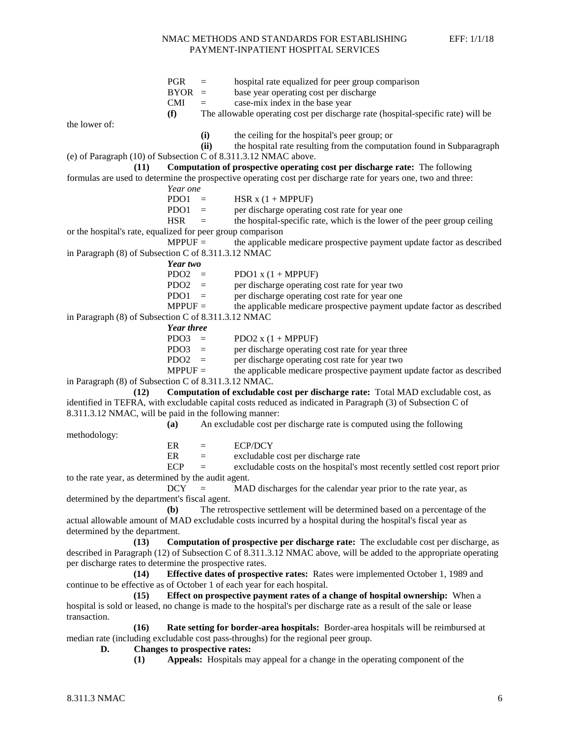PGR = hospital rate equalized for peer group comparison
BYOR = base year operating cost per discharge
CMI = case-mix index in the base year

**(f)** The allowable operating cost per discharge rate (hospital-specific rate) will be the lower of:

**(i)** the ceiling for the hospital's peer group; or

**(ii)** the hospital rate resulting from the computation found in Subparagraph (e) of Paragraph (10) of Subsection C of 8.311.3.12 NMAC above.

**(11) Computation of prospective operating cost per discharge rate:** The following formulas are used to determine the prospective operating cost per discharge rate for years one, two and three:

*Year one*

PDO1 = HSR x (1 + MPPUF)
PDO1 = per discharge operating cost rate for year one
HSR = the hospital-specific rate, which is the lower of the peer group ceiling or the hospital's rate, equalized for peer group comparison
MPPUF = the applicable medicare prospective payment update factor as described in Paragraph (8) of Subsection C of 8.311.3.12 NMAC

***Year two***

PDO2 = PDO1 x (1 + MPPUF)
PDO2 = per discharge operating cost rate for year two
PDO1 = per discharge operating cost rate for year one
MPPUF = the applicable medicare prospective payment update factor as described in Paragraph (8) of Subsection C of 8.311.3.12 NMAC

***Year three***

PDO3 = PDO2 x (1 + MPPUF)
PDO3 = per discharge operating cost rate for year three
PDO2 = per discharge operating cost rate for year two
MPPUF = the applicable medicare prospective payment update factor as described in Paragraph (8) of Subsection C of 8.311.3.12 NMAC.

**(12) Computation of excludable cost per discharge rate:** Total MAD excludable cost, as identified in TEFRA, with excludable capital costs reduced as indicated in Paragraph (3) of Subsection C of 8.311.3.12 NMAC, will be paid in the following manner:

**(a)** An excludable cost per discharge rate is computed using the following methodology:

ER = ECP/DCY
ER = excludable cost per discharge rate
ECP = excludable costs on the hospital's most recently settled cost report prior to the rate year, as determined by the audit agent.
DCY = MAD discharges for the calendar year prior to the rate year, as determined by the department's fiscal agent.

**(b)** The retrospective settlement will be determined based on a percentage of the actual allowable amount of MAD excludable costs incurred by a hospital during the hospital's fiscal year as determined by the department.

**(13) Computation of prospective per discharge rate:** The excludable cost per discharge, as described in Paragraph (12) of Subsection C of 8.311.3.12 NMAC above, will be added to the appropriate operating per discharge rates to determine the prospective rates.

**(14) Effective dates of prospective rates:** Rates were implemented October 1, 1989 and continue to be effective as of October 1 of each year for each hospital.

**(15) Effect on prospective payment rates of a change of hospital ownership:** When a hospital is sold or leased, no change is made to the hospital's per discharge rate as a result of the sale or lease transaction.

**(16) Rate setting for border-area hospitals:** Border-area hospitals will be reimbursed at median rate (including excludable cost pass-throughs) for the regional peer group.

**D. Changes to prospective rates:**

**(1) Appeals:** Hospitals may appeal for a change in the operating component of the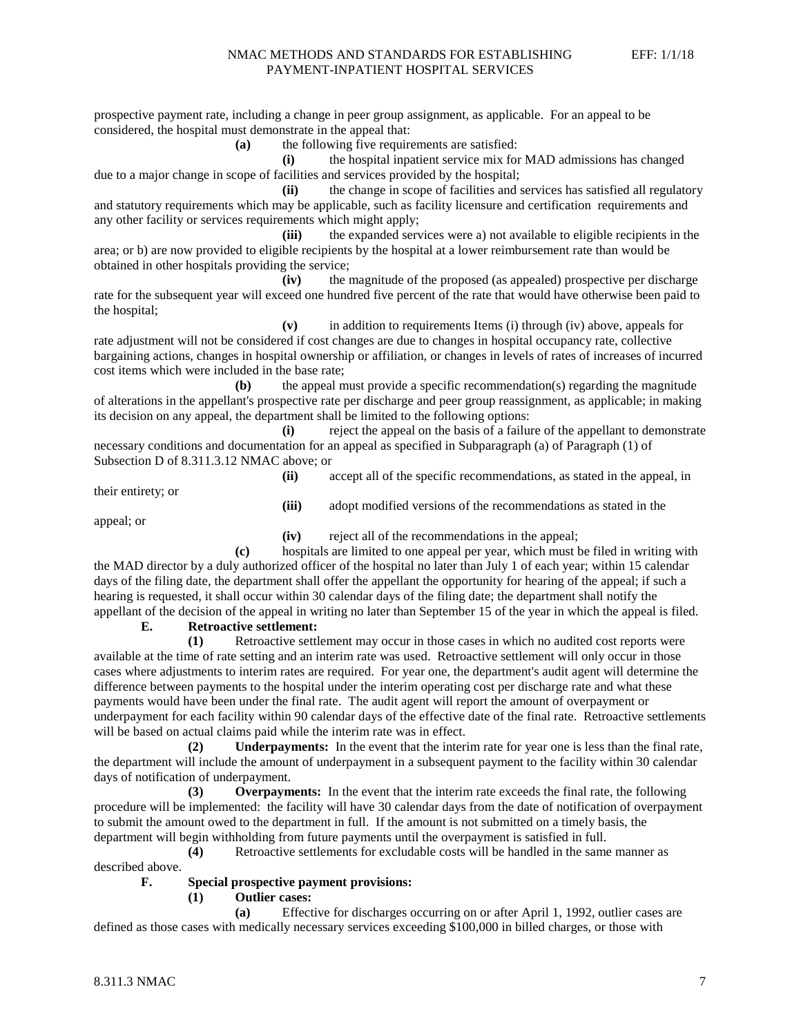prospective payment rate, including a change in peer group assignment, as applicable. For an appeal to be considered, the hospital must demonstrate in the appeal that:

**(a)** the following five requirements are satisfied:

**(i)** the hospital inpatient service mix for MAD admissions has changed due to a major change in scope of facilities and services provided by the hospital;

**(ii)** the change in scope of facilities and services has satisfied all regulatory and statutory requirements which may be applicable, such as facility licensure and certification requirements and any other facility or services requirements which might apply;

**(iii)** the expanded services were a) not available to eligible recipients in the area; or b) are now provided to eligible recipients by the hospital at a lower reimbursement rate than would be obtained in other hospitals providing the service;

**(iv)** the magnitude of the proposed (as appealed) prospective per discharge rate for the subsequent year will exceed one hundred five percent of the rate that would have otherwise been paid to the hospital;

**(v)** in addition to requirements Items (i) through (iv) above, appeals for rate adjustment will not be considered if cost changes are due to changes in hospital occupancy rate, collective bargaining actions, changes in hospital ownership or affiliation, or changes in levels of rates of increases of incurred cost items which were included in the base rate;

**(b)** the appeal must provide a specific recommendation(s) regarding the magnitude of alterations in the appellant's prospective rate per discharge and peer group reassignment, as applicable; in making its decision on any appeal, the department shall be limited to the following options:

**(i)** reject the appeal on the basis of a failure of the appellant to demonstrate necessary conditions and documentation for an appeal as specified in Subparagraph (a) of Paragraph (1) of Subsection D of 8.311.3.12 NMAC above; or

**(ii)** accept all of the specific recommendations, as stated in the appeal, in their entirety; or

**(iii)** adopt modified versions of the recommendations as stated in the appeal; or

**(iv)** reject all of the recommendations in the appeal;

**(c)** hospitals are limited to one appeal per year, which must be filed in writing with the MAD director by a duly authorized officer of the hospital no later than July 1 of each year; within 15 calendar days of the filing date, the department shall offer the appellant the opportunity for hearing of the appeal; if such a hearing is requested, it shall occur within 30 calendar days of the filing date; the department shall notify the appellant of the decision of the appeal in writing no later than September 15 of the year in which the appeal is filed.

**E. Retroactive settlement:**

**(1)** Retroactive settlement may occur in those cases in which no audited cost reports were available at the time of rate setting and an interim rate was used. Retroactive settlement will only occur in those cases where adjustments to interim rates are required. For year one, the department's audit agent will determine the difference between payments to the hospital under the interim operating cost per discharge rate and what these payments would have been under the final rate. The audit agent will report the amount of overpayment or underpayment for each facility within 90 calendar days of the effective date of the final rate. Retroactive settlements will be based on actual claims paid while the interim rate was in effect.

**(2) Underpayments:** In the event that the interim rate for year one is less than the final rate, the department will include the amount of underpayment in a subsequent payment to the facility within 30 calendar days of notification of underpayment.

**(3) Overpayments:** In the event that the interim rate exceeds the final rate, the following procedure will be implemented: the facility will have 30 calendar days from the date of notification of overpayment to submit the amount owed to the department in full. If the amount is not submitted on a timely basis, the department will begin withholding from future payments until the overpayment is satisfied in full.

**(4)** Retroactive settlements for excludable costs will be handled in the same manner as described above.

**F. Special prospective payment provisions:**

**(1) Outlier cases:**

**(a)** Effective for discharges occurring on or after April 1, 1992, outlier cases are defined as those cases with medically necessary services exceeding $100,000 in billed charges, or those with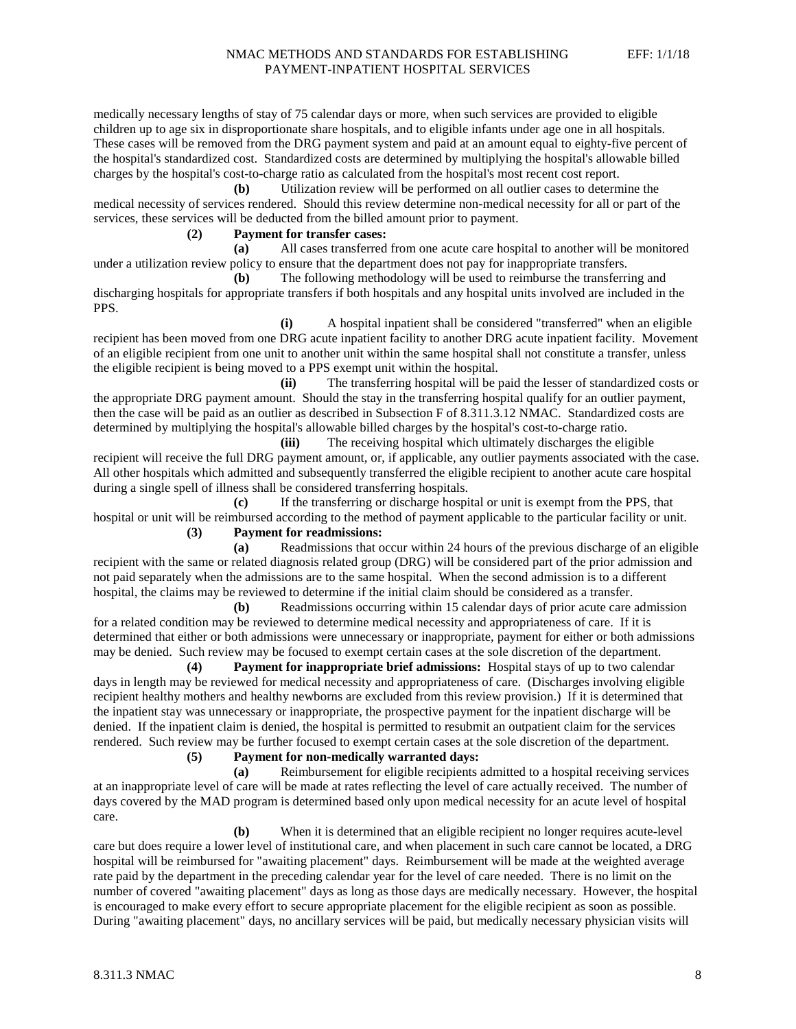medically necessary lengths of stay of 75 calendar days or more, when such services are provided to eligible children up to age six in disproportionate share hospitals, and to eligible infants under age one in all hospitals. These cases will be removed from the DRG payment system and paid at an amount equal to eighty-five percent of the hospital's standardized cost. Standardized costs are determined by multiplying the hospital's allowable billed charges by the hospital's cost-to-charge ratio as calculated from the hospital's most recent cost report.

**(b)** Utilization review will be performed on all outlier cases to determine the medical necessity of services rendered. Should this review determine non-medical necessity for all or part of the services, these services will be deducted from the billed amount prior to payment.

**(2) Payment for transfer cases:**

**(a)** All cases transferred from one acute care hospital to another will be monitored under a utilization review policy to ensure that the department does not pay for inappropriate transfers.

**(b)** The following methodology will be used to reimburse the transferring and discharging hospitals for appropriate transfers if both hospitals and any hospital units involved are included in the PPS.

**(i)** A hospital inpatient shall be considered "transferred" when an eligible recipient has been moved from one DRG acute inpatient facility to another DRG acute inpatient facility. Movement of an eligible recipient from one unit to another unit within the same hospital shall not constitute a transfer, unless the eligible recipient is being moved to a PPS exempt unit within the hospital.

**(ii)** The transferring hospital will be paid the lesser of standardized costs or the appropriate DRG payment amount. Should the stay in the transferring hospital qualify for an outlier payment, then the case will be paid as an outlier as described in Subsection F of 8.311.3.12 NMAC. Standardized costs are determined by multiplying the hospital's allowable billed charges by the hospital's cost-to-charge ratio.

**(iii)** The receiving hospital which ultimately discharges the eligible recipient will receive the full DRG payment amount, or, if applicable, any outlier payments associated with the case. All other hospitals which admitted and subsequently transferred the eligible recipient to another acute care hospital during a single spell of illness shall be considered transferring hospitals.

**(c)** If the transferring or discharge hospital or unit is exempt from the PPS, that hospital or unit will be reimbursed according to the method of payment applicable to the particular facility or unit.

**(3) Payment for readmissions:**

**(a)** Readmissions that occur within 24 hours of the previous discharge of an eligible recipient with the same or related diagnosis related group (DRG) will be considered part of the prior admission and not paid separately when the admissions are to the same hospital. When the second admission is to a different hospital, the claims may be reviewed to determine if the initial claim should be considered as a transfer.

**(b)** Readmissions occurring within 15 calendar days of prior acute care admission for a related condition may be reviewed to determine medical necessity and appropriateness of care. If it is determined that either or both admissions were unnecessary or inappropriate, payment for either or both admissions may be denied. Such review may be focused to exempt certain cases at the sole discretion of the department.

**(4) Payment for inappropriate brief admissions:** Hospital stays of up to two calendar days in length may be reviewed for medical necessity and appropriateness of care. (Discharges involving eligible recipient healthy mothers and healthy newborns are excluded from this review provision.) If it is determined that the inpatient stay was unnecessary or inappropriate, the prospective payment for the inpatient discharge will be denied. If the inpatient claim is denied, the hospital is permitted to resubmit an outpatient claim for the services rendered. Such review may be further focused to exempt certain cases at the sole discretion of the department.

**(5) Payment for non-medically warranted days:**

**(a)** Reimbursement for eligible recipients admitted to a hospital receiving services at an inappropriate level of care will be made at rates reflecting the level of care actually received. The number of days covered by the MAD program is determined based only upon medical necessity for an acute level of hospital care.

**(b)** When it is determined that an eligible recipient no longer requires acute-level care but does require a lower level of institutional care, and when placement in such care cannot be located, a DRG hospital will be reimbursed for "awaiting placement" days. Reimbursement will be made at the weighted average rate paid by the department in the preceding calendar year for the level of care needed. There is no limit on the number of covered "awaiting placement" days as long as those days are medically necessary. However, the hospital is encouraged to make every effort to secure appropriate placement for the eligible recipient as soon as possible. During "awaiting placement" days, no ancillary services will be paid, but medically necessary physician visits will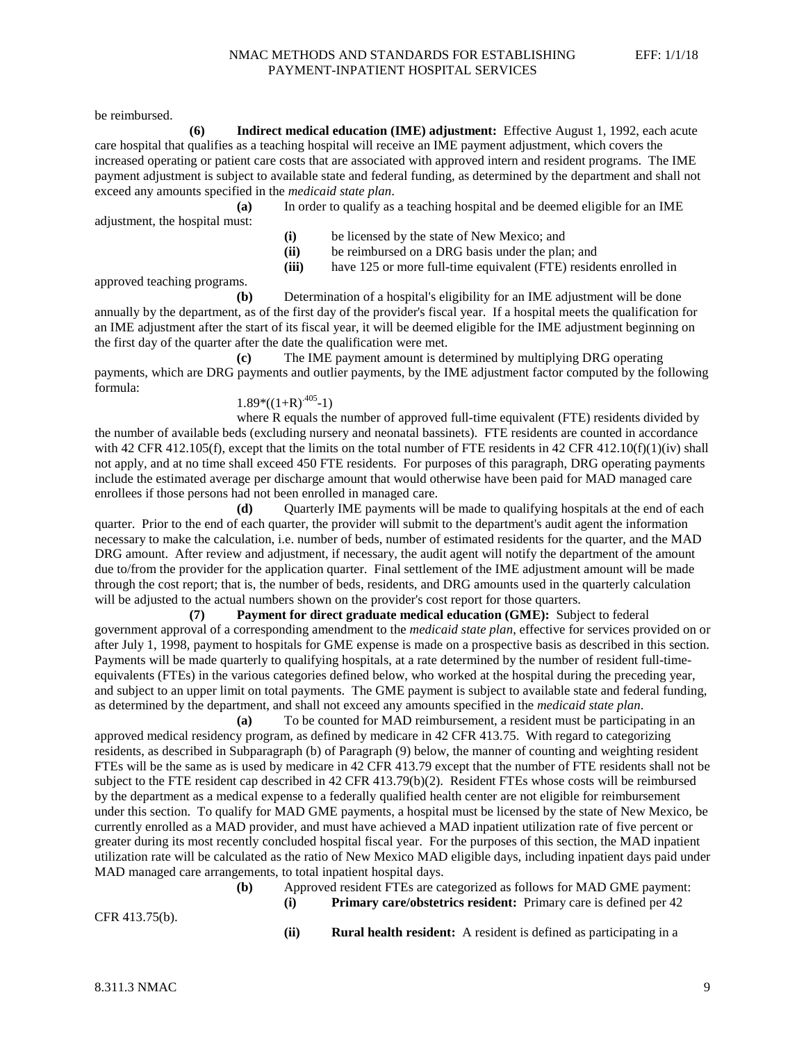be reimbursed.

**(6) Indirect medical education (IME) adjustment:** Effective August 1, 1992, each acute care hospital that qualifies as a teaching hospital will receive an IME payment adjustment, which covers the increased operating or patient care costs that are associated with approved intern and resident programs. The IME payment adjustment is subject to available state and federal funding, as determined by the department and shall not exceed any amounts specified in the *medicaid state plan*.

**(a)** In order to qualify as a teaching hospital and be deemed eligible for an IME adjustment, the hospital must:

**(i)** be licensed by the state of New Mexico; and

**(ii)** be reimbursed on a DRG basis under the plan; and

**(iii)** have 125 or more full-time equivalent (FTE) residents enrolled in approved teaching programs.

**(b)** Determination of a hospital's eligibility for an IME adjustment will be done annually by the department, as of the first day of the provider's fiscal year. If a hospital meets the qualification for an IME adjustment after the start of its fiscal year, it will be deemed eligible for the IME adjustment beginning on the first day of the quarter after the date the qualification were met.

**(c)** The IME payment amount is determined by multiplying DRG operating payments, which are DRG payments and outlier payments, by the IME adjustment factor computed by the following formula:

$1.89*((1+R)^{.405}-1)$

where R equals the number of approved full-time equivalent (FTE) residents divided by the number of available beds (excluding nursery and neonatal bassinets). FTE residents are counted in accordance with 42 CFR 412.105(f), except that the limits on the total number of FTE residents in 42 CFR 412.10(f)(1)(iv) shall not apply, and at no time shall exceed 450 FTE residents. For purposes of this paragraph, DRG operating payments include the estimated average per discharge amount that would otherwise have been paid for MAD managed care enrollees if those persons had not been enrolled in managed care.

**(d)** Quarterly IME payments will be made to qualifying hospitals at the end of each quarter. Prior to the end of each quarter, the provider will submit to the department's audit agent the information necessary to make the calculation, i.e. number of beds, number of estimated residents for the quarter, and the MAD DRG amount. After review and adjustment, if necessary, the audit agent will notify the department of the amount due to/from the provider for the application quarter. Final settlement of the IME adjustment amount will be made through the cost report; that is, the number of beds, residents, and DRG amounts used in the quarterly calculation will be adjusted to the actual numbers shown on the provider's cost report for those quarters.

**(7) Payment for direct graduate medical education (GME):** Subject to federal government approval of a corresponding amendment to the *medicaid state plan*, effective for services provided on or after July 1, 1998, payment to hospitals for GME expense is made on a prospective basis as described in this section. Payments will be made quarterly to qualifying hospitals, at a rate determined by the number of resident full-time-equivalents (FTEs) in the various categories defined below, who worked at the hospital during the preceding year, and subject to an upper limit on total payments. The GME payment is subject to available state and federal funding, as determined by the department, and shall not exceed any amounts specified in the *medicaid state plan*.

**(a)** To be counted for MAD reimbursement, a resident must be participating in an approved medical residency program, as defined by medicare in 42 CFR 413.75. With regard to categorizing residents, as described in Subparagraph (b) of Paragraph (9) below, the manner of counting and weighting resident FTEs will be the same as is used by medicare in 42 CFR 413.79 except that the number of FTE residents shall not be subject to the FTE resident cap described in 42 CFR 413.79(b)(2). Resident FTEs whose costs will be reimbursed by the department as a medical expense to a federally qualified health center are not eligible for reimbursement under this section. To qualify for MAD GME payments, a hospital must be licensed by the state of New Mexico, be currently enrolled as a MAD provider, and must have achieved a MAD inpatient utilization rate of five percent or greater during its most recently concluded hospital fiscal year. For the purposes of this section, the MAD inpatient utilization rate will be calculated as the ratio of New Mexico MAD eligible days, including inpatient days paid under MAD managed care arrangements, to total inpatient hospital days.

**(b)** Approved resident FTEs are categorized as follows for MAD GME payment:

**(i) Primary care/obstetrics resident:** Primary care is defined per 42 CFR 413.75(b).

**(ii) Rural health resident:** A resident is defined as participating in a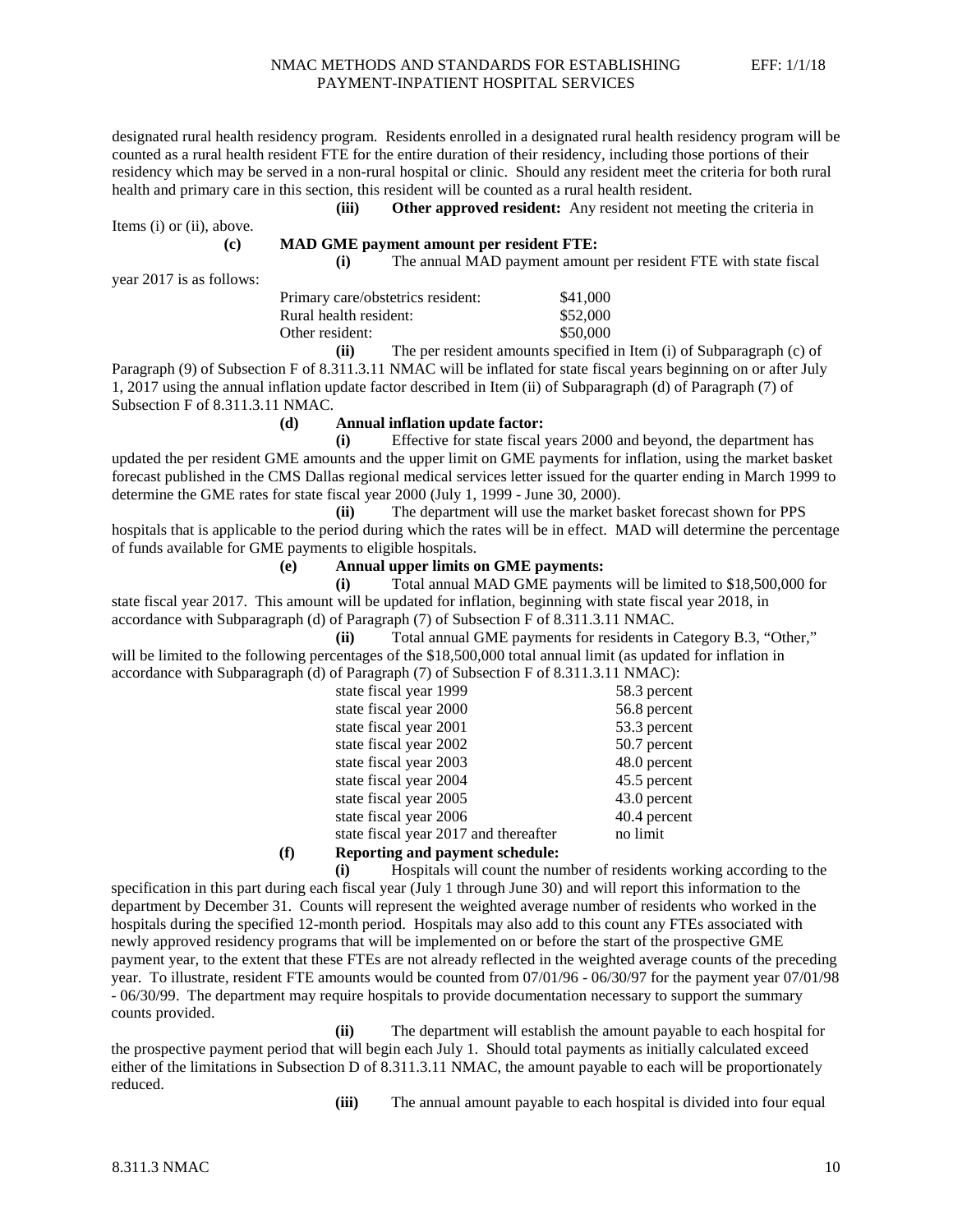designated rural health residency program. Residents enrolled in a designated rural health residency program will be counted as a rural health resident FTE for the entire duration of their residency, including those portions of their residency which may be served in a non-rural hospital or clinic. Should any resident meet the criteria for both rural health and primary care in this section, this resident will be counted as a rural health resident.

**(iii) Other approved resident:** Any resident not meeting the criteria in Items (i) or (ii), above.

**(c) MAD GME payment amount per resident FTE:**

**(i)** The annual MAD payment amount per resident FTE with state fiscal year 2017 is as follows:

| | |
|---|---|
| Primary care/obstetrics resident: | $41,000 |
| Rural health resident: | $52,000 |
| Other resident: | $50,000 |

**(ii)** The per resident amounts specified in Item (i) of Subparagraph (c) of Paragraph (9) of Subsection F of 8.311.3.11 NMAC will be inflated for state fiscal years beginning on or after July 1, 2017 using the annual inflation update factor described in Item (ii) of Subparagraph (d) of Paragraph (7) of Subsection F of 8.311.3.11 NMAC.

**(d) Annual inflation update factor:**

**(i)** Effective for state fiscal years 2000 and beyond, the department has updated the per resident GME amounts and the upper limit on GME payments for inflation, using the market basket forecast published in the CMS Dallas regional medical services letter issued for the quarter ending in March 1999 to determine the GME rates for state fiscal year 2000 (July 1, 1999 - June 30, 2000).

**(ii)** The department will use the market basket forecast shown for PPS hospitals that is applicable to the period during which the rates will be in effect. MAD will determine the percentage of funds available for GME payments to eligible hospitals.

**(e) Annual upper limits on GME payments:**

**(i)** Total annual MAD GME payments will be limited to $18,500,000 for state fiscal year 2017. This amount will be updated for inflation, beginning with state fiscal year 2018, in accordance with Subparagraph (d) of Paragraph (7) of Subsection F of 8.311.3.11 NMAC.

**(ii)** Total annual GME payments for residents in Category B.3, "Other," will be limited to the following percentages of the $18,500,000 total annual limit (as updated for inflation in accordance with Subparagraph (d) of Paragraph (7) of Subsection F of 8.311.3.11 NMAC):

| | |
|---|---|
| state fiscal year 1999 | 58.3 percent |
| state fiscal year 2000 | 56.8 percent |
| state fiscal year 2001 | 53.3 percent |
| state fiscal year 2002 | 50.7 percent |
| state fiscal year 2003 | 48.0 percent |
| state fiscal year 2004 | 45.5 percent |
| state fiscal year 2005 | 43.0 percent |
| state fiscal year 2006 | 40.4 percent |
| state fiscal year 2017 and thereafter | no limit |

**(f) Reporting and payment schedule:**

**(i)** Hospitals will count the number of residents working according to the specification in this part during each fiscal year (July 1 through June 30) and will report this information to the department by December 31. Counts will represent the weighted average number of residents who worked in the hospitals during the specified 12-month period. Hospitals may also add to this count any FTEs associated with newly approved residency programs that will be implemented on or before the start of the prospective GME payment year, to the extent that these FTEs are not already reflected in the weighted average counts of the preceding year. To illustrate, resident FTE amounts would be counted from 07/01/96 - 06/30/97 for the payment year 07/01/98 - 06/30/99. The department may require hospitals to provide documentation necessary to support the summary counts provided.

**(ii)** The department will establish the amount payable to each hospital for the prospective payment period that will begin each July 1. Should total payments as initially calculated exceed either of the limitations in Subsection D of 8.311.3.11 NMAC, the amount payable to each will be proportionately reduced.

**(iii)** The annual amount payable to each hospital is divided into four equal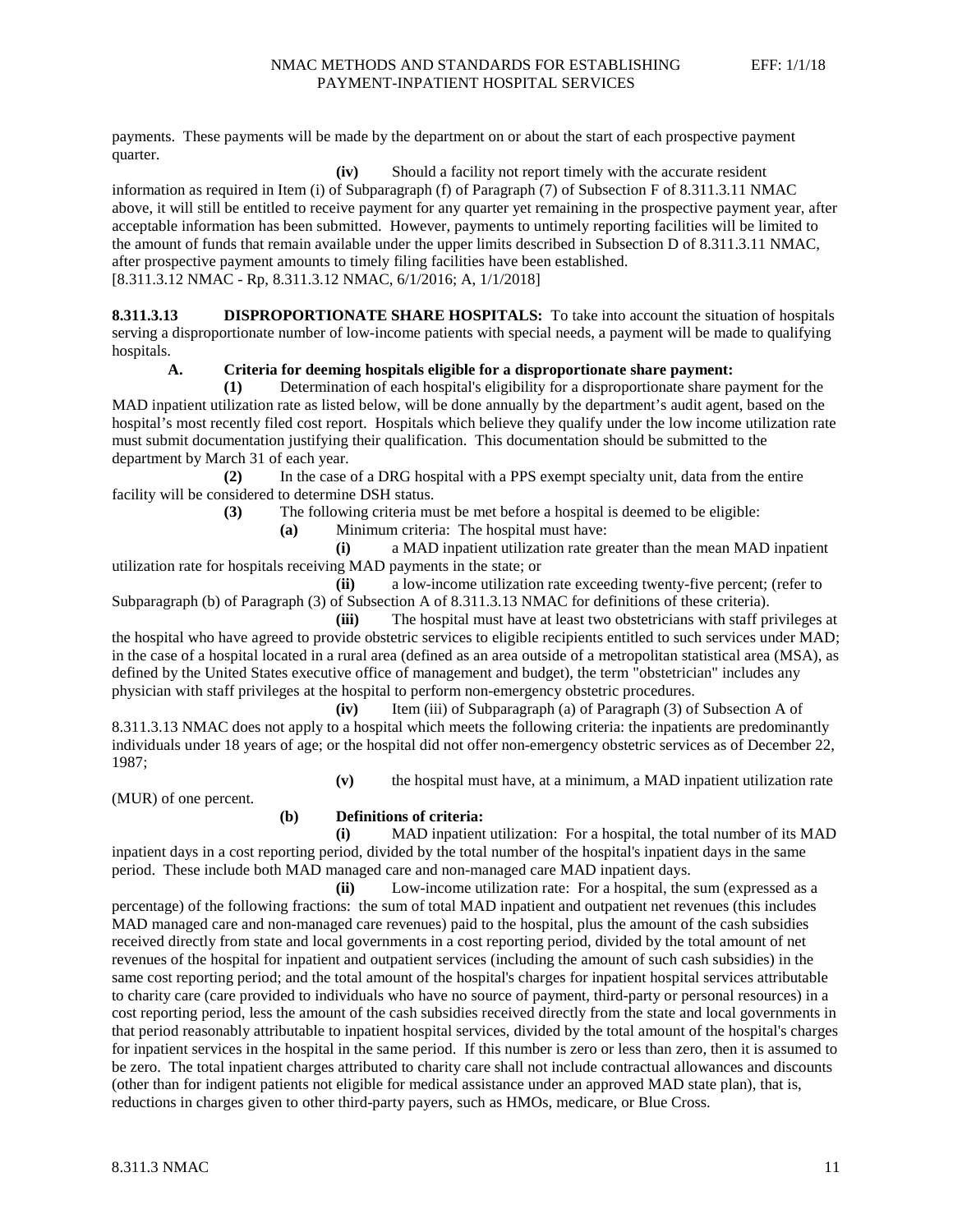payments. These payments will be made by the department on or about the start of each prospective payment quarter.

**(iv)** Should a facility not report timely with the accurate resident information as required in Item (i) of Subparagraph (f) of Paragraph (7) of Subsection F of 8.311.3.11 NMAC above, it will still be entitled to receive payment for any quarter yet remaining in the prospective payment year, after acceptable information has been submitted. However, payments to untimely reporting facilities will be limited to the amount of funds that remain available under the upper limits described in Subsection D of 8.311.3.11 NMAC, after prospective payment amounts to timely filing facilities have been established.

[8.311.3.12 NMAC - Rp, 8.311.3.12 NMAC, 6/1/2016; A, 1/1/2018]

**8.311.3.13 DISPROPORTIONATE SHARE HOSPITALS:** To take into account the situation of hospitals serving a disproportionate number of low-income patients with special needs, a payment will be made to qualifying hospitals.

**A. Criteria for deeming hospitals eligible for a disproportionate share payment:**

**(1)** Determination of each hospital's eligibility for a disproportionate share payment for the MAD inpatient utilization rate as listed below, will be done annually by the department's audit agent, based on the hospital's most recently filed cost report. Hospitals which believe they qualify under the low income utilization rate must submit documentation justifying their qualification. This documentation should be submitted to the department by March 31 of each year.

**(2)** In the case of a DRG hospital with a PPS exempt specialty unit, data from the entire facility will be considered to determine DSH status.

**(3)** The following criteria must be met before a hospital is deemed to be eligible:

**(a)** Minimum criteria: The hospital must have:

**(i)** a MAD inpatient utilization rate greater than the mean MAD inpatient utilization rate for hospitals receiving MAD payments in the state; or

**(ii)** a low-income utilization rate exceeding twenty-five percent; (refer to Subparagraph (b) of Paragraph (3) of Subsection A of 8.311.3.13 NMAC for definitions of these criteria).

**(iii)** The hospital must have at least two obstetricians with staff privileges at the hospital who have agreed to provide obstetric services to eligible recipients entitled to such services under MAD; in the case of a hospital located in a rural area (defined as an area outside of a metropolitan statistical area (MSA), as defined by the United States executive office of management and budget), the term "obstetrician" includes any physician with staff privileges at the hospital to perform non-emergency obstetric procedures.

**(iv)** Item (iii) of Subparagraph (a) of Paragraph (3) of Subsection A of 8.311.3.13 NMAC does not apply to a hospital which meets the following criteria: the inpatients are predominantly individuals under 18 years of age; or the hospital did not offer non-emergency obstetric services as of December 22, 1987;

**(v)** the hospital must have, at a minimum, a MAD inpatient utilization rate (MUR) of one percent.

**(b) Definitions of criteria:**

**(i)** MAD inpatient utilization: For a hospital, the total number of its MAD inpatient days in a cost reporting period, divided by the total number of the hospital's inpatient days in the same period. These include both MAD managed care and non-managed care MAD inpatient days.

**(ii)** Low-income utilization rate: For a hospital, the sum (expressed as a percentage) of the following fractions: the sum of total MAD inpatient and outpatient net revenues (this includes MAD managed care and non-managed care revenues) paid to the hospital, plus the amount of the cash subsidies received directly from state and local governments in a cost reporting period, divided by the total amount of net revenues of the hospital for inpatient and outpatient services (including the amount of such cash subsidies) in the same cost reporting period; and the total amount of the hospital's charges for inpatient hospital services attributable to charity care (care provided to individuals who have no source of payment, third-party or personal resources) in a cost reporting period, less the amount of the cash subsidies received directly from the state and local governments in that period reasonably attributable to inpatient hospital services, divided by the total amount of the hospital's charges for inpatient services in the hospital in the same period. If this number is zero or less than zero, then it is assumed to be zero. The total inpatient charges attributed to charity care shall not include contractual allowances and discounts (other than for indigent patients not eligible for medical assistance under an approved MAD state plan), that is, reductions in charges given to other third-party payers, such as HMOs, medicare, or Blue Cross.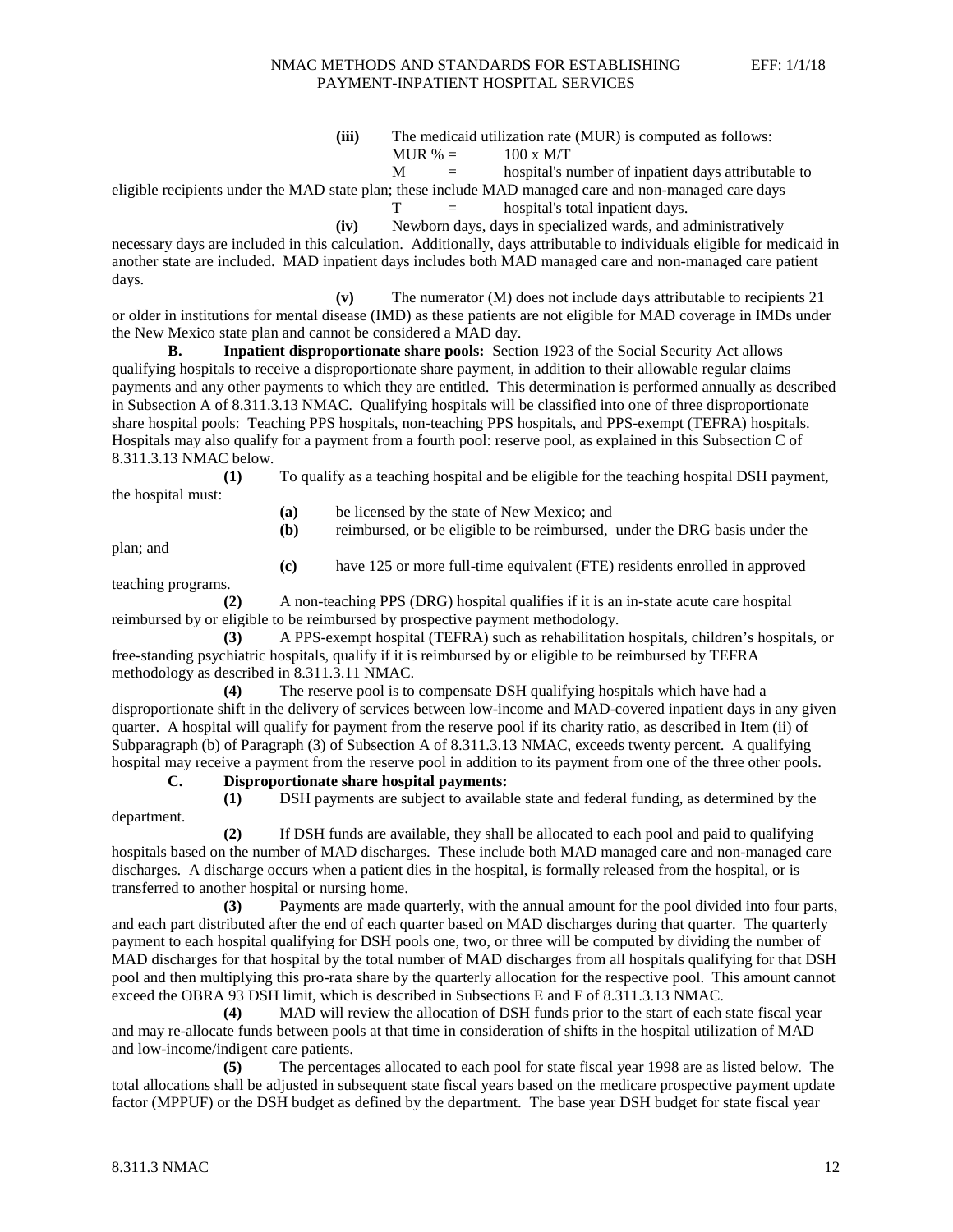**(iii)** The medicaid utilization rate (MUR) is computed as follows:

MUR % = 100 x M/T

M = hospital's number of inpatient days attributable to eligible recipients under the MAD state plan; these include MAD managed care and non-managed care days

T = hospital's total inpatient days.

**(iv)** Newborn days, days in specialized wards, and administratively necessary days are included in this calculation. Additionally, days attributable to individuals eligible for medicaid in another state are included. MAD inpatient days includes both MAD managed care and non-managed care patient days.

**(v)** The numerator (M) does not include days attributable to recipients 21 or older in institutions for mental disease (IMD) as these patients are not eligible for MAD coverage in IMDs under the New Mexico state plan and cannot be considered a MAD day.

**B. Inpatient disproportionate share pools:** Section 1923 of the Social Security Act allows qualifying hospitals to receive a disproportionate share payment, in addition to their allowable regular claims payments and any other payments to which they are entitled. This determination is performed annually as described in Subsection A of 8.311.3.13 NMAC. Qualifying hospitals will be classified into one of three disproportionate share hospital pools: Teaching PPS hospitals, non-teaching PPS hospitals, and PPS-exempt (TEFRA) hospitals. Hospitals may also qualify for a payment from a fourth pool: reserve pool, as explained in this Subsection C of 8.311.3.13 NMAC below.

**(1)** To qualify as a teaching hospital and be eligible for the teaching hospital DSH payment, the hospital must:

**(a)** be licensed by the state of New Mexico; and

**(b)** reimbursed, or be eligible to be reimbursed, under the DRG basis under the plan; and

**(c)** have 125 or more full-time equivalent (FTE) residents enrolled in approved teaching programs.

**(2)** A non-teaching PPS (DRG) hospital qualifies if it is an in-state acute care hospital reimbursed by or eligible to be reimbursed by prospective payment methodology.

**(3)** A PPS-exempt hospital (TEFRA) such as rehabilitation hospitals, children's hospitals, or free-standing psychiatric hospitals, qualify if it is reimbursed by or eligible to be reimbursed by TEFRA methodology as described in 8.311.3.11 NMAC.

**(4)** The reserve pool is to compensate DSH qualifying hospitals which have had a disproportionate shift in the delivery of services between low-income and MAD-covered inpatient days in any given quarter. A hospital will qualify for payment from the reserve pool if its charity ratio, as described in Item (ii) of Subparagraph (b) of Paragraph (3) of Subsection A of 8.311.3.13 NMAC, exceeds twenty percent. A qualifying hospital may receive a payment from the reserve pool in addition to its payment from one of the three other pools.

**C. Disproportionate share hospital payments:**

**(1)** DSH payments are subject to available state and federal funding, as determined by the department.

**(2)** If DSH funds are available, they shall be allocated to each pool and paid to qualifying hospitals based on the number of MAD discharges. These include both MAD managed care and non-managed care discharges. A discharge occurs when a patient dies in the hospital, is formally released from the hospital, or is transferred to another hospital or nursing home.

**(3)** Payments are made quarterly, with the annual amount for the pool divided into four parts, and each part distributed after the end of each quarter based on MAD discharges during that quarter. The quarterly payment to each hospital qualifying for DSH pools one, two, or three will be computed by dividing the number of MAD discharges for that hospital by the total number of MAD discharges from all hospitals qualifying for that DSH pool and then multiplying this pro-rata share by the quarterly allocation for the respective pool. This amount cannot exceed the OBRA 93 DSH limit, which is described in Subsections E and F of 8.311.3.13 NMAC.

**(4)** MAD will review the allocation of DSH funds prior to the start of each state fiscal year and may re-allocate funds between pools at that time in consideration of shifts in the hospital utilization of MAD and low-income/indigent care patients.

**(5)** The percentages allocated to each pool for state fiscal year 1998 are as listed below. The total allocations shall be adjusted in subsequent state fiscal years based on the medicare prospective payment update factor (MPPUF) or the DSH budget as defined by the department. The base year DSH budget for state fiscal year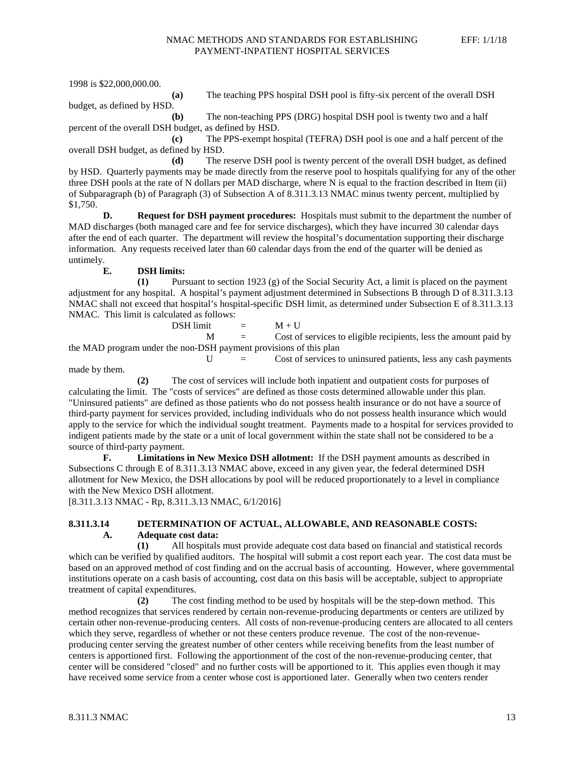1998 is $22,000,000.00.

**(a)** The teaching PPS hospital DSH pool is fifty-six percent of the overall DSH budget, as defined by HSD.

**(b)** The non-teaching PPS (DRG) hospital DSH pool is twenty two and a half percent of the overall DSH budget, as defined by HSD.

**(c)** The PPS-exempt hospital (TEFRA) DSH pool is one and a half percent of the overall DSH budget, as defined by HSD.

**(d)** The reserve DSH pool is twenty percent of the overall DSH budget, as defined by HSD. Quarterly payments may be made directly from the reserve pool to hospitals qualifying for any of the other three DSH pools at the rate of N dollars per MAD discharge, where N is equal to the fraction described in Item (ii) of Subparagraph (b) of Paragraph (3) of Subsection A of 8.311.3.13 NMAC minus twenty percent, multiplied by $1,750.

**D. Request for DSH payment procedures:** Hospitals must submit to the department the number of MAD discharges (both managed care and fee for service discharges), which they have incurred 30 calendar days after the end of each quarter. The department will review the hospital's documentation supporting their discharge information. Any requests received later than 60 calendar days from the end of the quarter will be denied as untimely.

**E. DSH limits:**

**(1)** Pursuant to section 1923 (g) of the Social Security Act, a limit is placed on the payment adjustment for any hospital. A hospital's payment adjustment determined in Subsections B through D of 8.311.3.13 NMAC shall not exceed that hospital's hospital-specific DSH limit, as determined under Subsection E of 8.311.3.13 NMAC. This limit is calculated as follows:

DSH limit = M + U

M = Cost of services to eligible recipients, less the amount paid by the MAD program under the non-DSH payment provisions of this plan

U = Cost of services to uninsured patients, less any cash payments made by them.

**(2)** The cost of services will include both inpatient and outpatient costs for purposes of calculating the limit. The "costs of services" are defined as those costs determined allowable under this plan. "Uninsured patients" are defined as those patients who do not possess health insurance or do not have a source of third-party payment for services provided, including individuals who do not possess health insurance which would apply to the service for which the individual sought treatment. Payments made to a hospital for services provided to indigent patients made by the state or a unit of local government within the state shall not be considered to be a source of third-party payment.

**F. Limitations in New Mexico DSH allotment:** If the DSH payment amounts as described in Subsections C through E of 8.311.3.13 NMAC above, exceed in any given year, the federal determined DSH allotment for New Mexico, the DSH allocations by pool will be reduced proportionately to a level in compliance with the New Mexico DSH allotment.

[8.311.3.13 NMAC - Rp, 8.311.3.13 NMAC, 6/1/2016]

## 8.311.3.14 DETERMINATION OF ACTUAL, ALLOWABLE, AND REASONABLE COSTS:

**A. Adequate cost data:**

**(1)** All hospitals must provide adequate cost data based on financial and statistical records which can be verified by qualified auditors. The hospital will submit a cost report each year. The cost data must be based on an approved method of cost finding and on the accrual basis of accounting. However, where governmental institutions operate on a cash basis of accounting, cost data on this basis will be acceptable, subject to appropriate treatment of capital expenditures.

**(2)** The cost finding method to be used by hospitals will be the step-down method. This method recognizes that services rendered by certain non-revenue-producing departments or centers are utilized by certain other non-revenue-producing centers. All costs of non-revenue-producing centers are allocated to all centers which they serve, regardless of whether or not these centers produce revenue. The cost of the non-revenue-producing center serving the greatest number of other centers while receiving benefits from the least number of centers is apportioned first. Following the apportionment of the cost of the non-revenue-producing center, that center will be considered "closed" and no further costs will be apportioned to it. This applies even though it may have received some service from a center whose cost is apportioned later. Generally when two centers render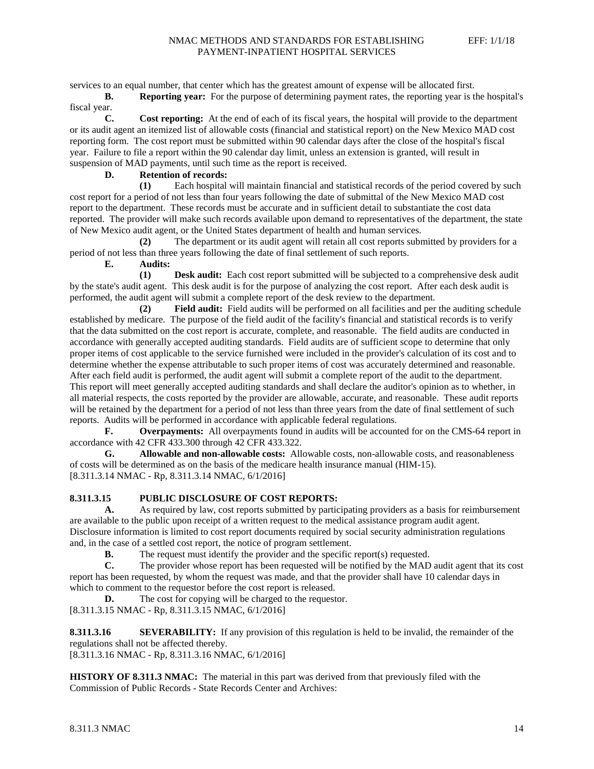services to an equal number, that center which has the greatest amount of expense will be allocated first.

**B. Reporting year:** For the purpose of determining payment rates, the reporting year is the hospital's fiscal year.

**C. Cost reporting:** At the end of each of its fiscal years, the hospital will provide to the department or its audit agent an itemized list of allowable costs (financial and statistical report) on the New Mexico MAD cost reporting form. The cost report must be submitted within 90 calendar days after the close of the hospital's fiscal year. Failure to file a report within the 90 calendar day limit, unless an extension is granted, will result in suspension of MAD payments, until such time as the report is received.

**D. Retention of records:**

**(1)** Each hospital will maintain financial and statistical records of the period covered by such cost report for a period of not less than four years following the date of submittal of the New Mexico MAD cost report to the department. These records must be accurate and in sufficient detail to substantiate the cost data reported. The provider will make such records available upon demand to representatives of the department, the state of New Mexico audit agent, or the United States department of health and human services.

**(2)** The department or its audit agent will retain all cost reports submitted by providers for a period of not less than three years following the date of final settlement of such reports.

**E. Audits:**

**(1) Desk audit:** Each cost report submitted will be subjected to a comprehensive desk audit by the state's audit agent. This desk audit is for the purpose of analyzing the cost report. After each desk audit is performed, the audit agent will submit a complete report of the desk review to the department.

**(2) Field audit:** Field audits will be performed on all facilities and per the auditing schedule established by medicare. The purpose of the field audit of the facility's financial and statistical records is to verify that the data submitted on the cost report is accurate, complete, and reasonable. The field audits are conducted in accordance with generally accepted auditing standards. Field audits are of sufficient scope to determine that only proper items of cost applicable to the service furnished were included in the provider's calculation of its cost and to determine whether the expense attributable to such proper items of cost was accurately determined and reasonable. After each field audit is performed, the audit agent will submit a complete report of the audit to the department. This report will meet generally accepted auditing standards and shall declare the auditor's opinion as to whether, in all material respects, the costs reported by the provider are allowable, accurate, and reasonable. These audit reports will be retained by the department for a period of not less than three years from the date of final settlement of such reports. Audits will be performed in accordance with applicable federal regulations.

**F. Overpayments:** All overpayments found in audits will be accounted for on the CMS-64 report in accordance with 42 CFR 433.300 through 42 CFR 433.322.

**G. Allowable and non-allowable costs:** Allowable costs, non-allowable costs, and reasonableness of costs will be determined as on the basis of the medicare health insurance manual (HIM-15).

[8.311.3.14 NMAC - Rp, 8.311.3.14 NMAC, 6/1/2016]

**8.311.3.15 PUBLIC DISCLOSURE OF COST REPORTS:**

**A.** As required by law, cost reports submitted by participating providers as a basis for reimbursement are available to the public upon receipt of a written request to the medical assistance program audit agent. Disclosure information is limited to cost report documents required by social security administration regulations and, in the case of a settled cost report, the notice of program settlement.

**B.** The request must identify the provider and the specific report(s) requested.

**C.** The provider whose report has been requested will be notified by the MAD audit agent that its cost report has been requested, by whom the request was made, and that the provider shall have 10 calendar days in which to comment to the requestor before the cost report is released.

**D.** The cost for copying will be charged to the requestor.

[8.311.3.15 NMAC - Rp, 8.311.3.15 NMAC, 6/1/2016]

**8.311.3.16 SEVERABILITY:** If any provision of this regulation is held to be invalid, the remainder of the regulations shall not be affected thereby.

[8.311.3.16 NMAC - Rp, 8.311.3.16 NMAC, 6/1/2016]

**HISTORY OF 8.311.3 NMAC:** The material in this part was derived from that previously filed with the Commission of Public Records - State Records Center and Archives: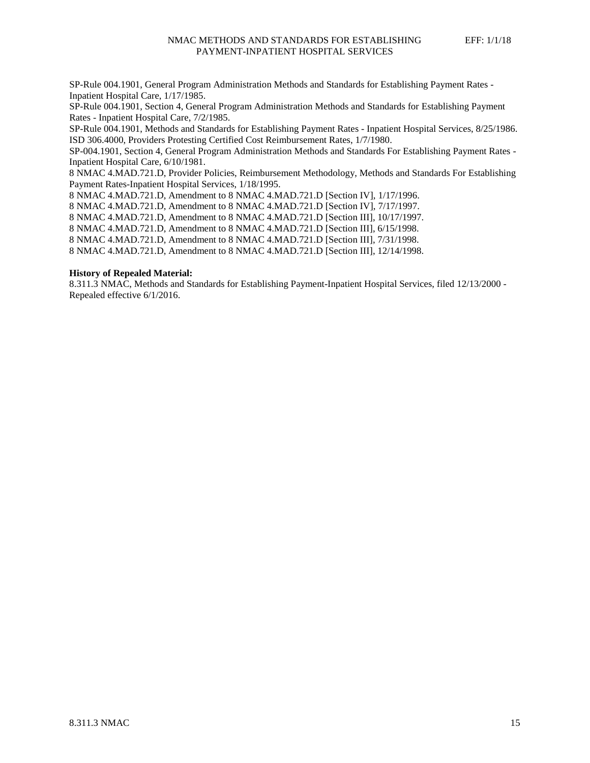SP-Rule 004.1901, General Program Administration Methods and Standards for Establishing Payment Rates - Inpatient Hospital Care, 1/17/1985.
SP-Rule 004.1901, Section 4, General Program Administration Methods and Standards for Establishing Payment Rates - Inpatient Hospital Care, 7/2/1985.
SP-Rule 004.1901, Methods and Standards for Establishing Payment Rates - Inpatient Hospital Services, 8/25/1986.
ISD 306.4000, Providers Protesting Certified Cost Reimbursement Rates, 1/7/1980.
SP-004.1901, Section 4, General Program Administration Methods and Standards For Establishing Payment Rates - Inpatient Hospital Care, 6/10/1981.
8 NMAC 4.MAD.721.D, Provider Policies, Reimbursement Methodology, Methods and Standards For Establishing Payment Rates-Inpatient Hospital Services, 1/18/1995.
8 NMAC 4.MAD.721.D, Amendment to 8 NMAC 4.MAD.721.D [Section IV], 1/17/1996.
8 NMAC 4.MAD.721.D, Amendment to 8 NMAC 4.MAD.721.D [Section IV], 7/17/1997.
8 NMAC 4.MAD.721.D, Amendment to 8 NMAC 4.MAD.721.D [Section III], 10/17/1997.
8 NMAC 4.MAD.721.D, Amendment to 8 NMAC 4.MAD.721.D [Section III], 6/15/1998.
8 NMAC 4.MAD.721.D, Amendment to 8 NMAC 4.MAD.721.D [Section III], 7/31/1998.
8 NMAC 4.MAD.721.D, Amendment to 8 NMAC 4.MAD.721.D [Section III], 12/14/1998.

**History of Repealed Material:**
8.311.3 NMAC, Methods and Standards for Establishing Payment-Inpatient Hospital Services, filed 12/13/2000 - Repealed effective 6/1/2016.